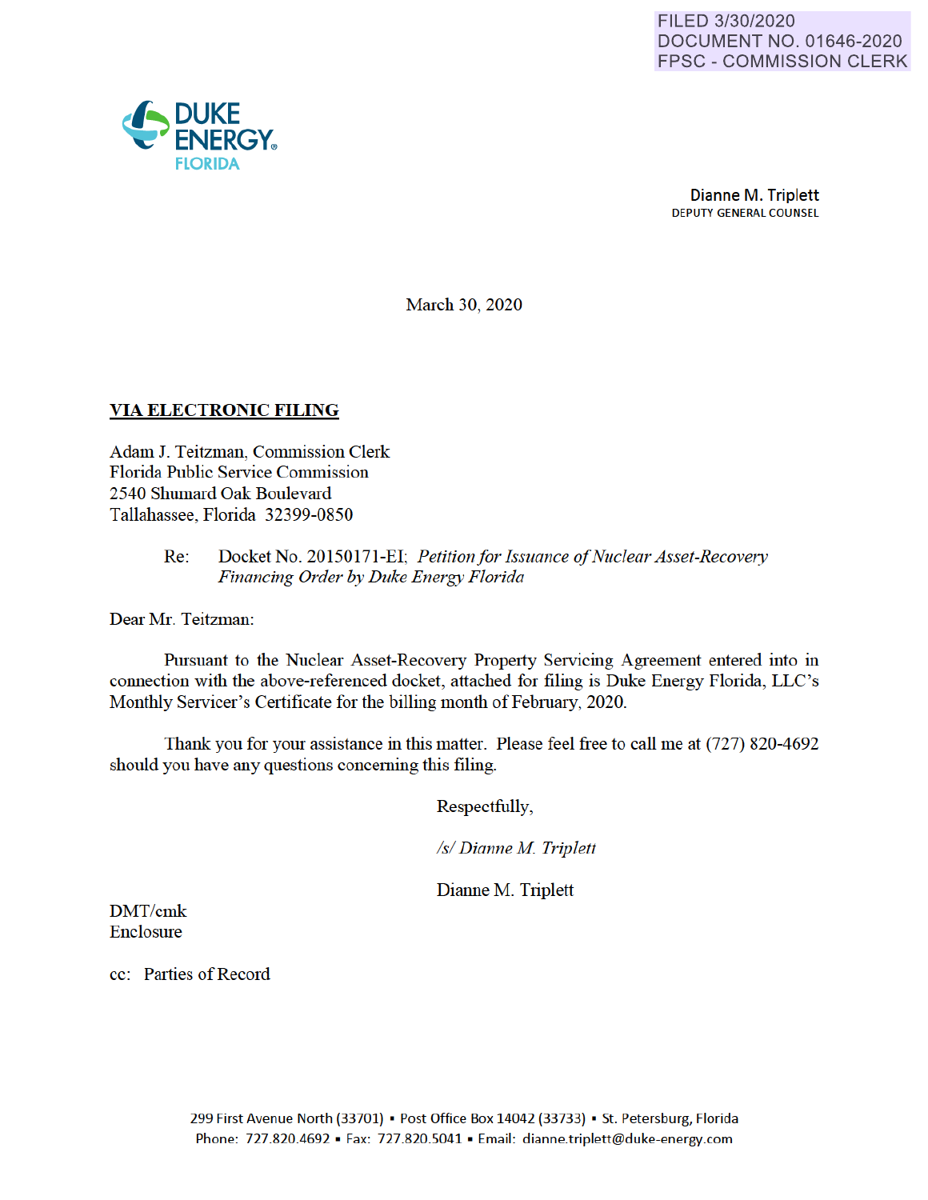FILED 3/30/2020
DOCUMENT NO. 01646-2020
FPSC - COMMISSION CLERK

DUKE ENERGY.
FLORIDA

**Dianne M. Triplett**
DEPUTY GENERAL COUNSEL

March 30, 2020

**VIA ELECTRONIC FILING**

Adam J. Teitzman, Commission Clerk
Florida Public Service Commission
2540 Shumard Oak Boulevard
Tallahassee, Florida 32399-0850

Re: Docket No. 20150171-EI; *Petition for Issuance of Nuclear Asset-Recovery Financing Order by Duke Energy Florida*

Dear Mr. Teitzman:

Pursuant to the Nuclear Asset-Recovery Property Servicing Agreement entered into in connection with the above-referenced docket, attached for filing is Duke Energy Florida, LLC's Monthly Servicer's Certificate for the billing month of February, 2020.

Thank you for your assistance in this matter. Please feel free to call me at (727) 820-4692 should you have any questions concerning this filing.

Respectfully,

*/s/ Dianne M. Triplett*

Dianne M. Triplett

DMT/cmk
Enclosure

cc: Parties of Record

299 First Avenue North (33701) ▪ Post Office Box 14042 (33733) ▪ St. Petersburg, Florida
Phone: 727.820.4692 ▪ Fax: 727.820.5041 ▪ Email: dianne.triplett@duke-energy.com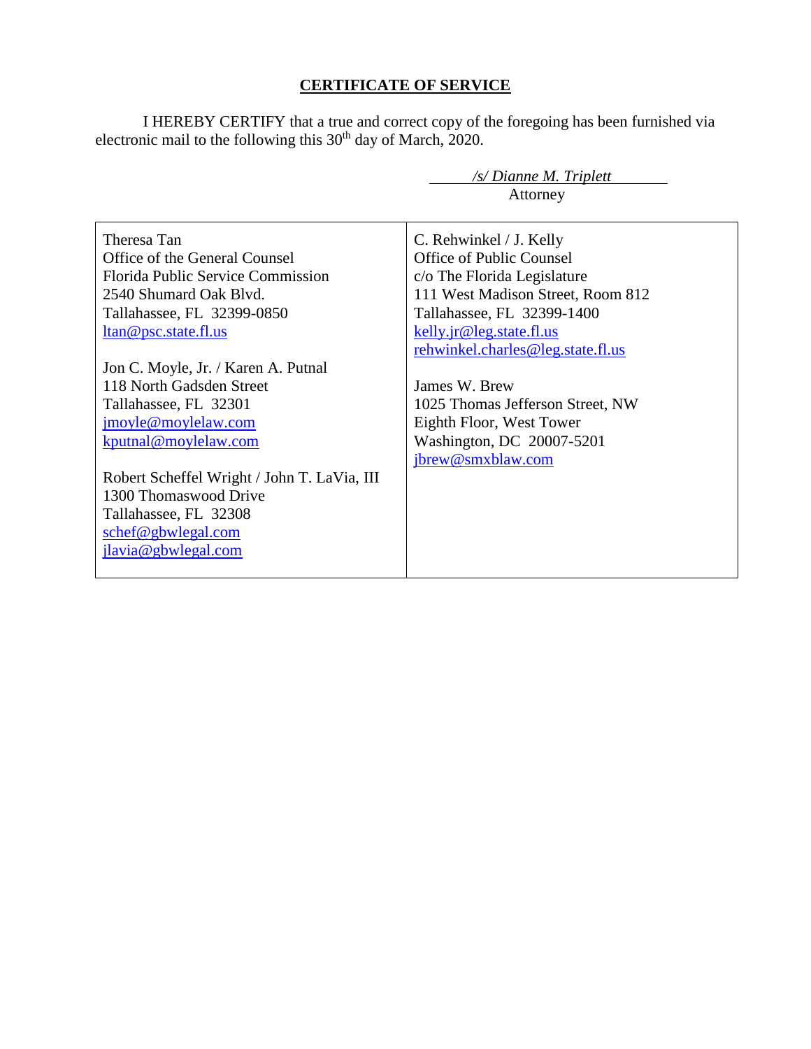## CERTIFICATE OF SERVICE

I HEREBY CERTIFY that a true and correct copy of the foregoing has been furnished via electronic mail to the following this 30th day of March, 2020.

*/s/ Dianne M. Triplett*
Attorney

| | |
|---|---|
| Theresa Tan<br>Office of the General Counsel<br>Florida Public Service Commission<br>2540 Shumard Oak Blvd.<br>Tallahassee, FL 32399-0850<br>ltan@psc.state.fl.us<br><br>Jon C. Moyle, Jr. / Karen A. Putnal<br>118 North Gadsden Street<br>Tallahassee, FL 32301<br>jmoyle@moylelaw.com<br>kputnal@moylelaw.com<br><br>Robert Scheffel Wright / John T. LaVia, III<br>1300 Thomaswood Drive<br>Tallahassee, FL 32308<br>schef@gbwlegal.com<br>jlavia@gbwlegal.com | C. Rehwinkel / J. Kelly<br>Office of Public Counsel<br>c/o The Florida Legislature<br>111 West Madison Street, Room 812<br>Tallahassee, FL 32399-1400<br>kelly.jr@leg.state.fl.us<br>rehwinkel.charles@leg.state.fl.us<br><br>James W. Brew<br>1025 Thomas Jefferson Street, NW<br>Eighth Floor, West Tower<br>Washington, DC 20007-5201<br>jbrew@smxblaw.com |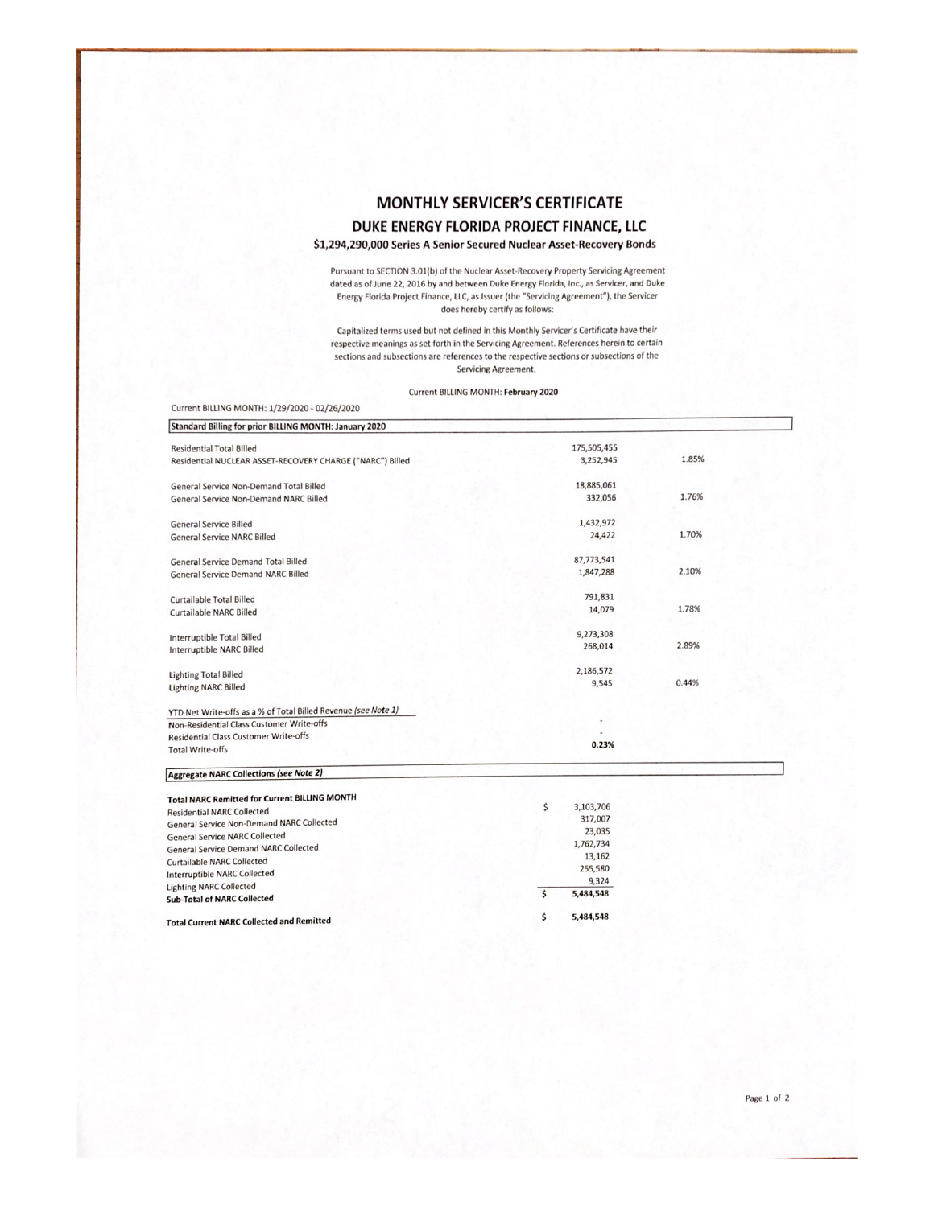# MONTHLY SERVICER'S CERTIFICATE

## DUKE ENERGY FLORIDA PROJECT FINANCE, LLC

### $1,294,290,000 Series A Senior Secured Nuclear Asset-Recovery Bonds

Pursuant to SECTION 3.01(b) of the Nuclear Asset-Recovery Property Servicing Agreement dated as of June 22, 2016 by and between Duke Energy Florida, Inc., as Servicer, and Duke Energy Florida Project Finance, LLC, as Issuer (the "Servicing Agreement"), the Servicer does hereby certify as follows:

Capitalized terms used but not defined in this Monthly Servicer's Certificate have their respective meanings as set forth in the Servicing Agreement. References herein to certain sections and subsections are references to the respective sections or subsections of the Servicing Agreement.

Current BILLING MONTH: **February 2020**

Current BILLING MONTH: 1/29/2020 - 02/26/2020

| **Standard Billing for prior BILLING MONTH: January 2020** | | |
|---|---|---|
| Residential Total Billed | 175,505,455 | |
| Residential NUCLEAR ASSET-RECOVERY CHARGE ("NARC") Billed | 3,252,945 | 1.85% |
| | | |
| General Service Non-Demand Total Billed | 18,885,061 | |
| General Service Non-Demand NARC Billed | 332,056 | 1.76% |
| | | |
| General Service Billed | 1,432,972 | |
| General Service NARC Billed | 24,422 | 1.70% |
| | | |
| General Service Demand Total Billed | 87,773,541 | |
| General Service Demand NARC Billed | 1,847,288 | 2.10% |
| | | |
| Curtailable Total Billed | 791,831 | |
| Curtailable NARC Billed | 14,079 | 1.78% |
| | | |
| Interruptible Total Billed | 9,273,308 | |
| Interruptible NARC Billed | 268,014 | 2.89% |
| | | |
| Lighting Total Billed | 2,186,572 | |
| Lighting NARC Billed | 9,545 | 0.44% |
| | | |
| YTD Net Write-offs as a % of Total Billed Revenue *(see Note 1)* | | |
| Non-Residential Class Customer Write-offs | - | |
| Residential Class Customer Write-offs | - | |
| Total Write-offs | **0.23%** | |

| **Aggregate NARC Collections *(see Note 2)*** | |
|---|---|
| **Total NARC Remitted for Current BILLING MONTH** | |
| Residential NARC Collected | $ 3,103,706 |
| General Service Non-Demand NARC Collected | 317,007 |
| General Service NARC Collected | 23,035 |
| General Service Demand NARC Collected | 1,762,734 |
| Curtailable NARC Collected | 13,162 |
| Interruptible NARC Collected | 255,580 |
| Lighting NARC Collected | 9,324 |
| **Sub-Total of NARC Collected** | **$ 5,484,548** |
| | |
| **Total Current NARC Collected and Remitted** | **$ 5,484,548** |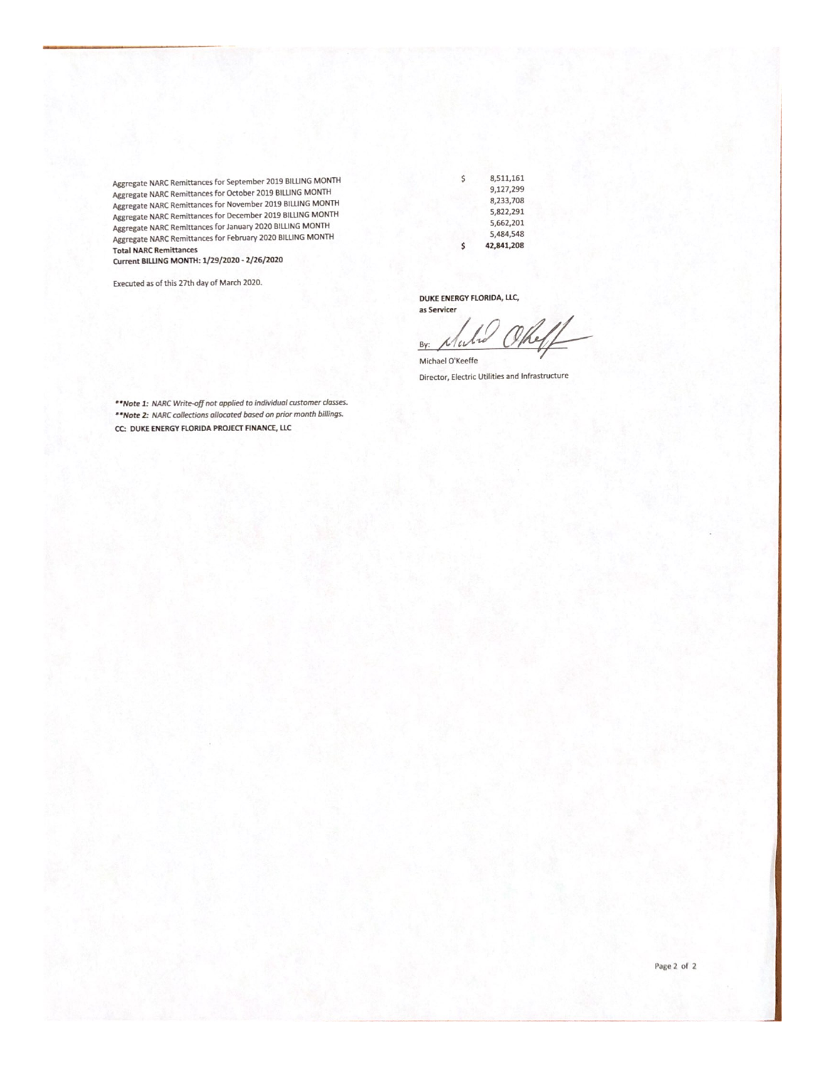| | |
|---|---|
| Aggregate NARC Remittances for September 2019 BILLING MONTH | $ 8,511,161 |
| Aggregate NARC Remittances for October 2019 BILLING MONTH | 9,127,299 |
| Aggregate NARC Remittances for November 2019 BILLING MONTH | 8,233,708 |
| Aggregate NARC Remittances for December 2019 BILLING MONTH | 5,822,291 |
| Aggregate NARC Remittances for January 2020 BILLING MONTH | 5,662,201 |
| Aggregate NARC Remittances for February 2020 BILLING MONTH | 5,484,548 |
| **Total NARC Remittances** | **$ 42,841,208** |

**Current BILLING MONTH: 1/29/2020 - 2/26/2020**

Executed as of this 27th day of March 2020.

**DUKE ENERGY FLORIDA, LLC,**
**as Servicer**

By: [signature]

Michael O'Keeffe

Director, Electric Utilities and Infrastructure

***Note 1:** *NARC Write-off not applied to individual customer classes.*

***Note 2:** *NARC collections allocated based on prior month billings.*

CC: DUKE ENERGY FLORIDA PROJECT FINANCE, LLC